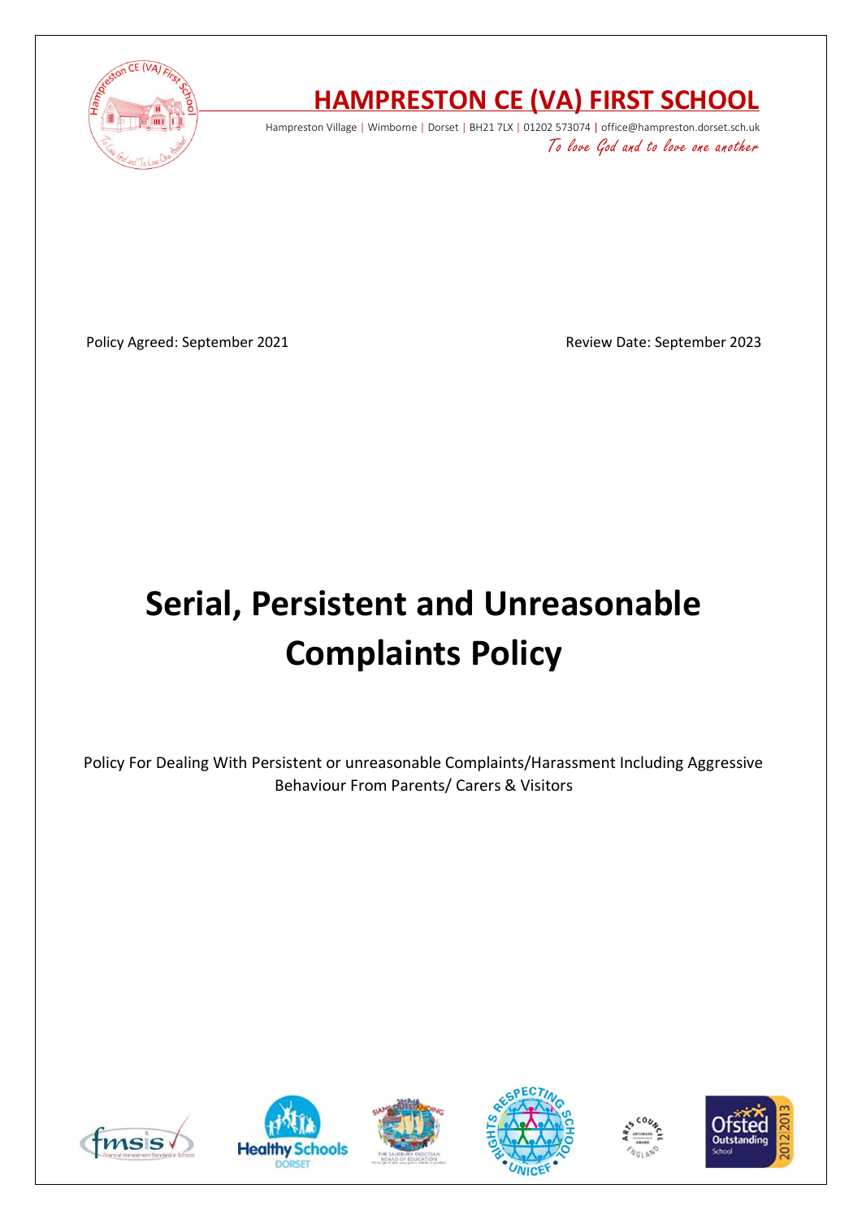# HAMPRESTON CE (VA) FIRST SCHOOL

Hampreston Village | Wimborne | Dorset | BH21 7LX | 01202 573074 | office@hampreston.dorset.sch.uk

*To love God and to love one another*

Policy Agreed: September 2021

Review Date: September 2023

# Serial, Persistent and Unreasonable Complaints Policy

Policy For Dealing With Persistent or unreasonable Complaints/Harassment Including Aggressive Behaviour From Parents/ Carers & Visitors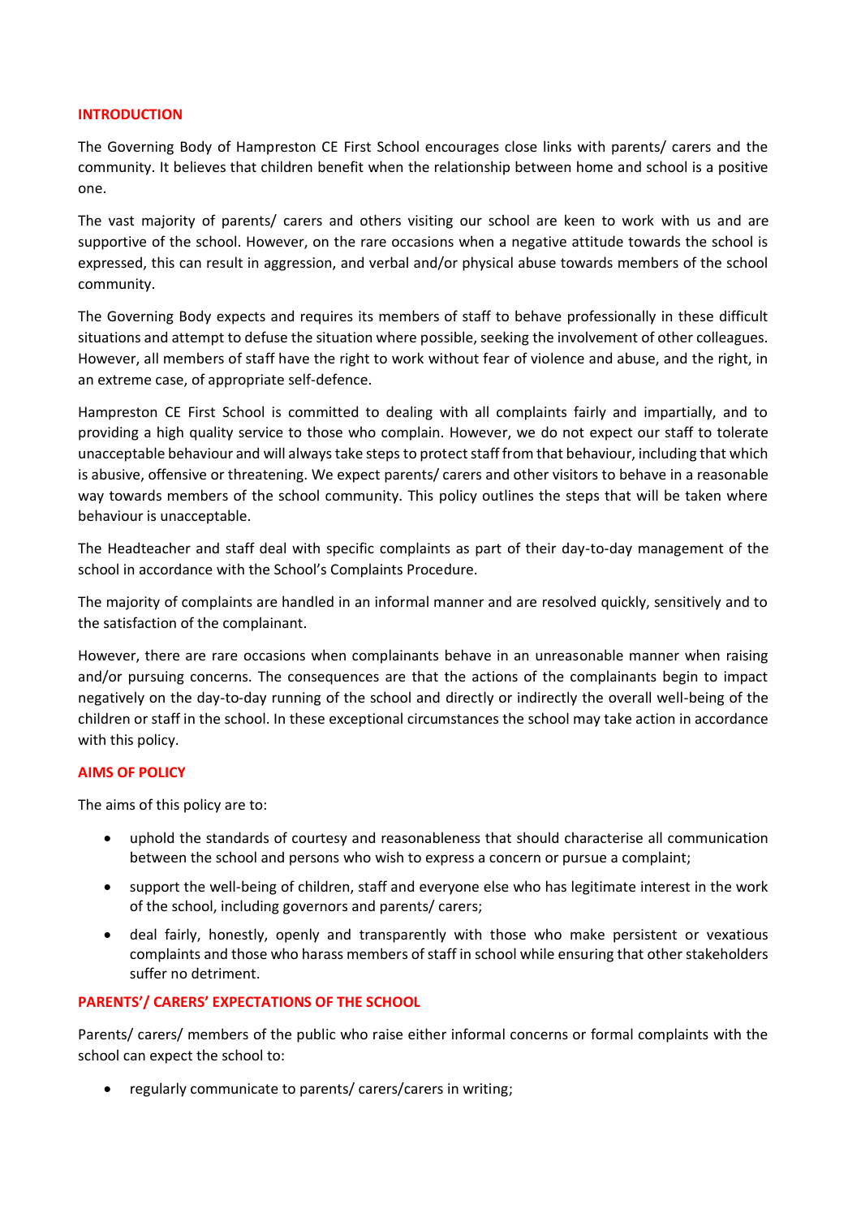## INTRODUCTION

The Governing Body of Hampreston CE First School encourages close links with parents/ carers and the community. It believes that children benefit when the relationship between home and school is a positive one.

The vast majority of parents/ carers and others visiting our school are keen to work with us and are supportive of the school. However, on the rare occasions when a negative attitude towards the school is expressed, this can result in aggression, and verbal and/or physical abuse towards members of the school community.

The Governing Body expects and requires its members of staff to behave professionally in these difficult situations and attempt to defuse the situation where possible, seeking the involvement of other colleagues. However, all members of staff have the right to work without fear of violence and abuse, and the right, in an extreme case, of appropriate self-defence.

Hampreston CE First School is committed to dealing with all complaints fairly and impartially, and to providing a high quality service to those who complain. However, we do not expect our staff to tolerate unacceptable behaviour and will always take steps to protect staff from that behaviour, including that which is abusive, offensive or threatening. We expect parents/ carers and other visitors to behave in a reasonable way towards members of the school community. This policy outlines the steps that will be taken where behaviour is unacceptable.

The Headteacher and staff deal with specific complaints as part of their day-to-day management of the school in accordance with the School's Complaints Procedure.

The majority of complaints are handled in an informal manner and are resolved quickly, sensitively and to the satisfaction of the complainant.

However, there are rare occasions when complainants behave in an unreasonable manner when raising and/or pursuing concerns. The consequences are that the actions of the complainants begin to impact negatively on the day-to-day running of the school and directly or indirectly the overall well-being of the children or staff in the school. In these exceptional circumstances the school may take action in accordance with this policy.

## AIMS OF POLICY

The aims of this policy are to:

- uphold the standards of courtesy and reasonableness that should characterise all communication between the school and persons who wish to express a concern or pursue a complaint;
- support the well-being of children, staff and everyone else who has legitimate interest in the work of the school, including governors and parents/ carers;
- deal fairly, honestly, openly and transparently with those who make persistent or vexatious complaints and those who harass members of staff in school while ensuring that other stakeholders suffer no detriment.

## PARENTS'/ CARERS' EXPECTATIONS OF THE SCHOOL

Parents/ carers/ members of the public who raise either informal concerns or formal complaints with the school can expect the school to:

- regularly communicate to parents/ carers/carers in writing;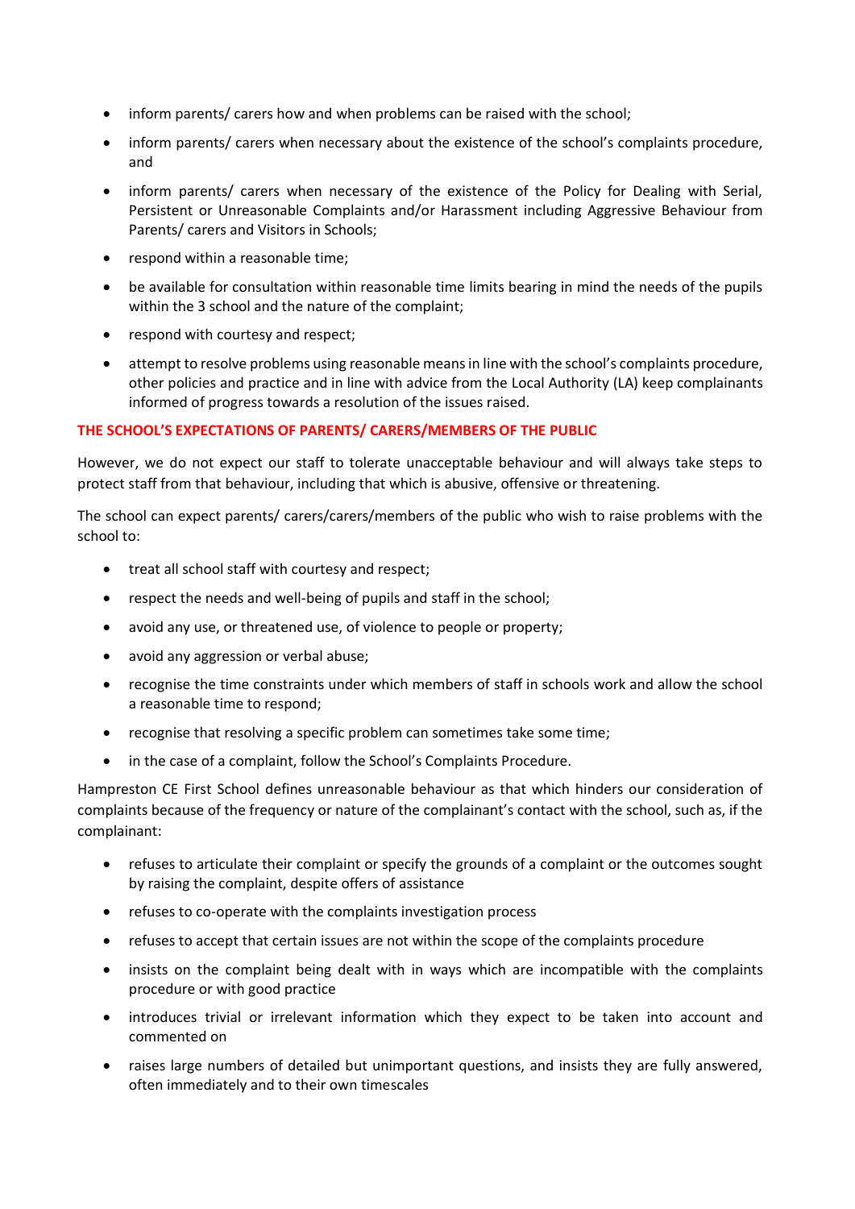- inform parents/ carers how and when problems can be raised with the school;
- inform parents/ carers when necessary about the existence of the school's complaints procedure, and
- inform parents/ carers when necessary of the existence of the Policy for Dealing with Serial, Persistent or Unreasonable Complaints and/or Harassment including Aggressive Behaviour from Parents/ carers and Visitors in Schools;
- respond within a reasonable time;
- be available for consultation within reasonable time limits bearing in mind the needs of the pupils within the 3 school and the nature of the complaint;
- respond with courtesy and respect;
- attempt to resolve problems using reasonable means in line with the school's complaints procedure, other policies and practice and in line with advice from the Local Authority (LA) keep complainants informed of progress towards a resolution of the issues raised.

## THE SCHOOL'S EXPECTATIONS OF PARENTS/ CARERS/MEMBERS OF THE PUBLIC

However, we do not expect our staff to tolerate unacceptable behaviour and will always take steps to protect staff from that behaviour, including that which is abusive, offensive or threatening.

The school can expect parents/ carers/carers/members of the public who wish to raise problems with the school to:

- treat all school staff with courtesy and respect;
- respect the needs and well-being of pupils and staff in the school;
- avoid any use, or threatened use, of violence to people or property;
- avoid any aggression or verbal abuse;
- recognise the time constraints under which members of staff in schools work and allow the school a reasonable time to respond;
- recognise that resolving a specific problem can sometimes take some time;
- in the case of a complaint, follow the School's Complaints Procedure.

Hampreston CE First School defines unreasonable behaviour as that which hinders our consideration of complaints because of the frequency or nature of the complainant's contact with the school, such as, if the complainant:

- refuses to articulate their complaint or specify the grounds of a complaint or the outcomes sought by raising the complaint, despite offers of assistance
- refuses to co-operate with the complaints investigation process
- refuses to accept that certain issues are not within the scope of the complaints procedure
- insists on the complaint being dealt with in ways which are incompatible with the complaints procedure or with good practice
- introduces trivial or irrelevant information which they expect to be taken into account and commented on
- raises large numbers of detailed but unimportant questions, and insists they are fully answered, often immediately and to their own timescales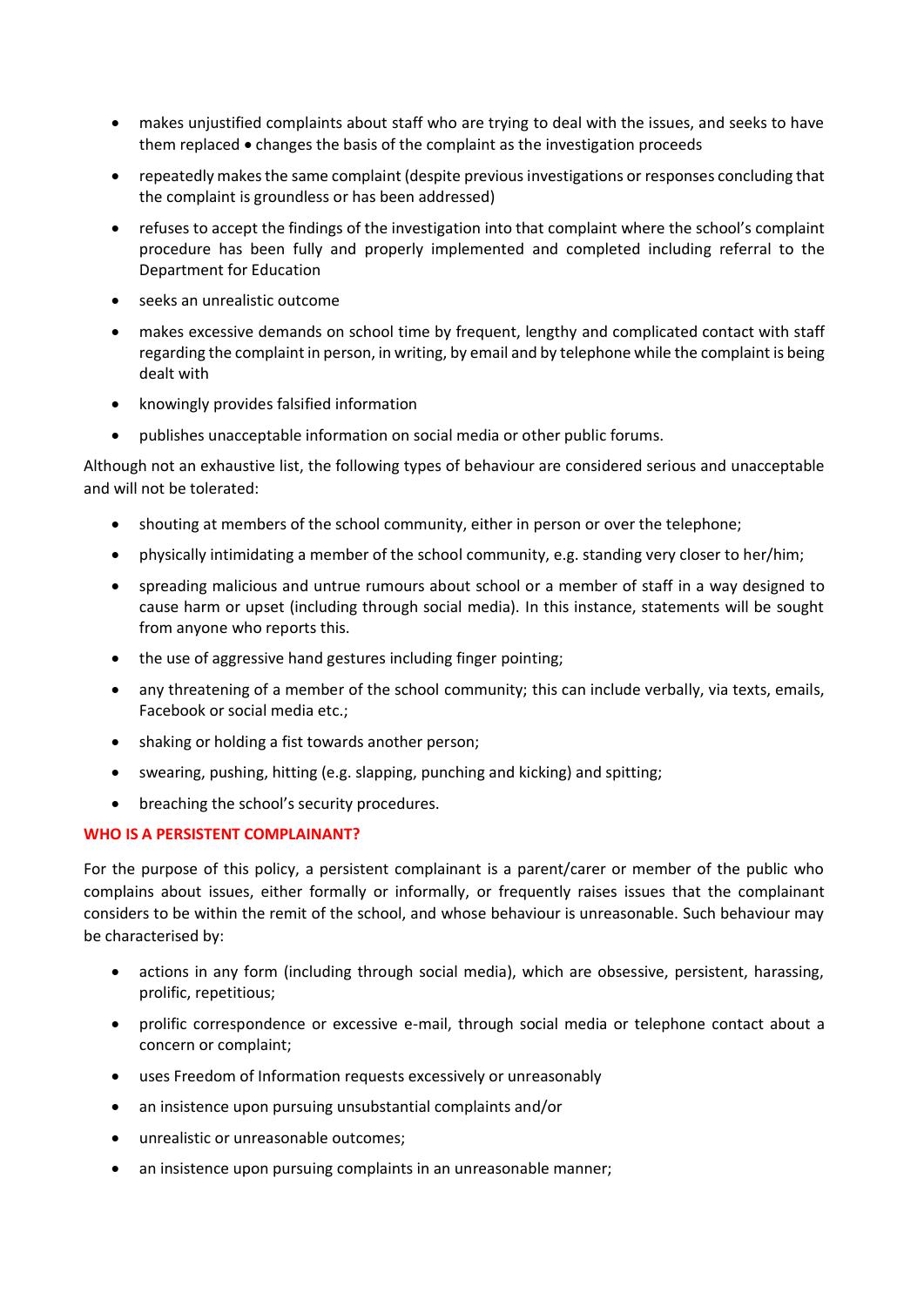- makes unjustified complaints about staff who are trying to deal with the issues, and seeks to have them replaced • changes the basis of the complaint as the investigation proceeds
- repeatedly makes the same complaint (despite previous investigations or responses concluding that the complaint is groundless or has been addressed)
- refuses to accept the findings of the investigation into that complaint where the school's complaint procedure has been fully and properly implemented and completed including referral to the Department for Education
- seeks an unrealistic outcome
- makes excessive demands on school time by frequent, lengthy and complicated contact with staff regarding the complaint in person, in writing, by email and by telephone while the complaint is being dealt with
- knowingly provides falsified information
- publishes unacceptable information on social media or other public forums.

Although not an exhaustive list, the following types of behaviour are considered serious and unacceptable and will not be tolerated:

- shouting at members of the school community, either in person or over the telephone;
- physically intimidating a member of the school community, e.g. standing very closer to her/him;
- spreading malicious and untrue rumours about school or a member of staff in a way designed to cause harm or upset (including through social media). In this instance, statements will be sought from anyone who reports this.
- the use of aggressive hand gestures including finger pointing;
- any threatening of a member of the school community; this can include verbally, via texts, emails, Facebook or social media etc.;
- shaking or holding a fist towards another person;
- swearing, pushing, hitting (e.g. slapping, punching and kicking) and spitting;
- breaching the school's security procedures.

#### WHO IS A PERSISTENT COMPLAINANT?

For the purpose of this policy, a persistent complainant is a parent/carer or member of the public who complains about issues, either formally or informally, or frequently raises issues that the complainant considers to be within the remit of the school, and whose behaviour is unreasonable. Such behaviour may be characterised by:

- actions in any form (including through social media), which are obsessive, persistent, harassing, prolific, repetitious;
- prolific correspondence or excessive e-mail, through social media or telephone contact about a concern or complaint;
- uses Freedom of Information requests excessively or unreasonably
- an insistence upon pursuing unsubstantial complaints and/or
- unrealistic or unreasonable outcomes;
- an insistence upon pursuing complaints in an unreasonable manner;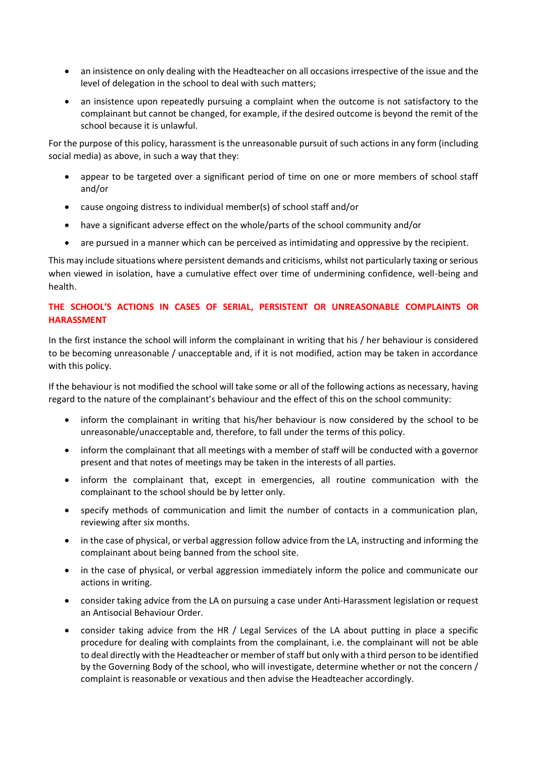- an insistence on only dealing with the Headteacher on all occasions irrespective of the issue and the level of delegation in the school to deal with such matters;
- an insistence upon repeatedly pursuing a complaint when the outcome is not satisfactory to the complainant but cannot be changed, for example, if the desired outcome is beyond the remit of the school because it is unlawful.

For the purpose of this policy, harassment is the unreasonable pursuit of such actions in any form (including social media) as above, in such a way that they:

- appear to be targeted over a significant period of time on one or more members of school staff and/or
- cause ongoing distress to individual member(s) of school staff and/or
- have a significant adverse effect on the whole/parts of the school community and/or
- are pursued in a manner which can be perceived as intimidating and oppressive by the recipient.

This may include situations where persistent demands and criticisms, whilst not particularly taxing or serious when viewed in isolation, have a cumulative effect over time of undermining confidence, well-being and health.

## THE SCHOOL'S ACTIONS IN CASES OF SERIAL, PERSISTENT OR UNREASONABLE COMPLAINTS OR HARASSMENT

In the first instance the school will inform the complainant in writing that his / her behaviour is considered to be becoming unreasonable / unacceptable and, if it is not modified, action may be taken in accordance with this policy.

If the behaviour is not modified the school will take some or all of the following actions as necessary, having regard to the nature of the complainant's behaviour and the effect of this on the school community:

- inform the complainant in writing that his/her behaviour is now considered by the school to be unreasonable/unacceptable and, therefore, to fall under the terms of this policy.
- inform the complainant that all meetings with a member of staff will be conducted with a governor present and that notes of meetings may be taken in the interests of all parties.
- inform the complainant that, except in emergencies, all routine communication with the complainant to the school should be by letter only.
- specify methods of communication and limit the number of contacts in a communication plan, reviewing after six months.
- in the case of physical, or verbal aggression follow advice from the LA, instructing and informing the complainant about being banned from the school site.
- in the case of physical, or verbal aggression immediately inform the police and communicate our actions in writing.
- consider taking advice from the LA on pursuing a case under Anti-Harassment legislation or request an Antisocial Behaviour Order.
- consider taking advice from the HR / Legal Services of the LA about putting in place a specific procedure for dealing with complaints from the complainant, i.e. the complainant will not be able to deal directly with the Headteacher or member of staff but only with a third person to be identified by the Governing Body of the school, who will investigate, determine whether or not the concern / complaint is reasonable or vexatious and then advise the Headteacher accordingly.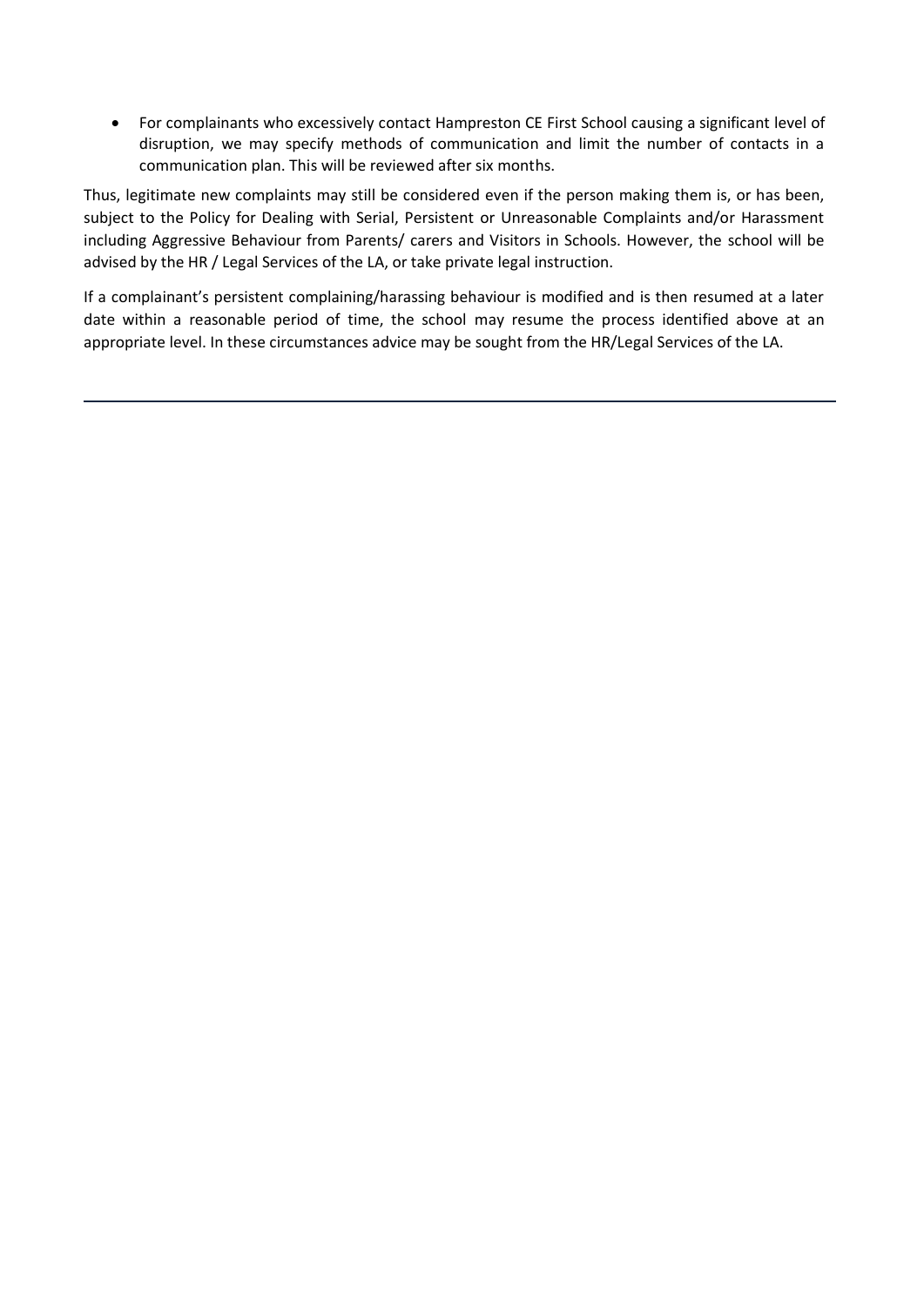- For complainants who excessively contact Hampreston CE First School causing a significant level of disruption, we may specify methods of communication and limit the number of contacts in a communication plan. This will be reviewed after six months.

Thus, legitimate new complaints may still be considered even if the person making them is, or has been, subject to the Policy for Dealing with Serial, Persistent or Unreasonable Complaints and/or Harassment including Aggressive Behaviour from Parents/ carers and Visitors in Schools. However, the school will be advised by the HR / Legal Services of the LA, or take private legal instruction.

If a complainant's persistent complaining/harassing behaviour is modified and is then resumed at a later date within a reasonable period of time, the school may resume the process identified above at an appropriate level. In these circumstances advice may be sought from the HR/Legal Services of the LA.

---